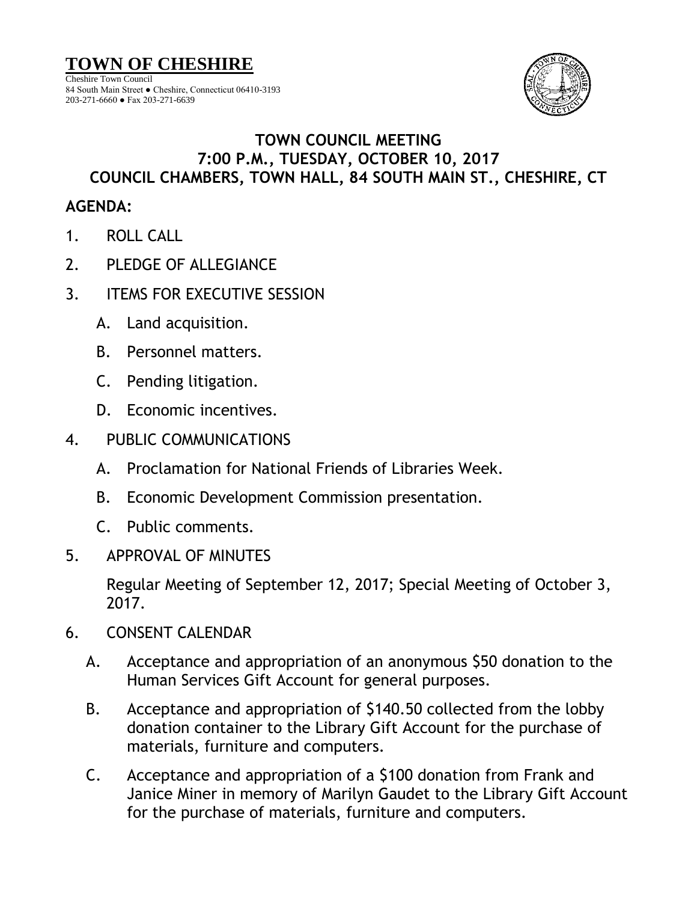# TOWN OF CHESHIRE

Cheshire Town Council
84 South Main Street ● Cheshire, Connecticut 06410-3193
203-271-6660 ● Fax 203-271-6639

## TOWN COUNCIL MEETING
## 7:00 P.M., TUESDAY, OCTOBER 10, 2017
## COUNCIL CHAMBERS, TOWN HALL, 84 SOUTH MAIN ST., CHESHIRE, CT

**AGENDA:**

1. ROLL CALL

2. PLEDGE OF ALLEGIANCE

3. ITEMS FOR EXECUTIVE SESSION

   A. Land acquisition.

   B. Personnel matters.

   C. Pending litigation.

   D. Economic incentives.

4. PUBLIC COMMUNICATIONS

   A. Proclamation for National Friends of Libraries Week.

   B. Economic Development Commission presentation.

   C. Public comments.

5. APPROVAL OF MINUTES

   Regular Meeting of September 12, 2017; Special Meeting of October 3, 2017.

6. CONSENT CALENDAR

   A. Acceptance and appropriation of an anonymous $50 donation to the Human Services Gift Account for general purposes.

   B. Acceptance and appropriation of $140.50 collected from the lobby donation container to the Library Gift Account for the purchase of materials, furniture and computers.

   C. Acceptance and appropriation of a $100 donation from Frank and Janice Miner in memory of Marilyn Gaudet to the Library Gift Account for the purchase of materials, furniture and computers.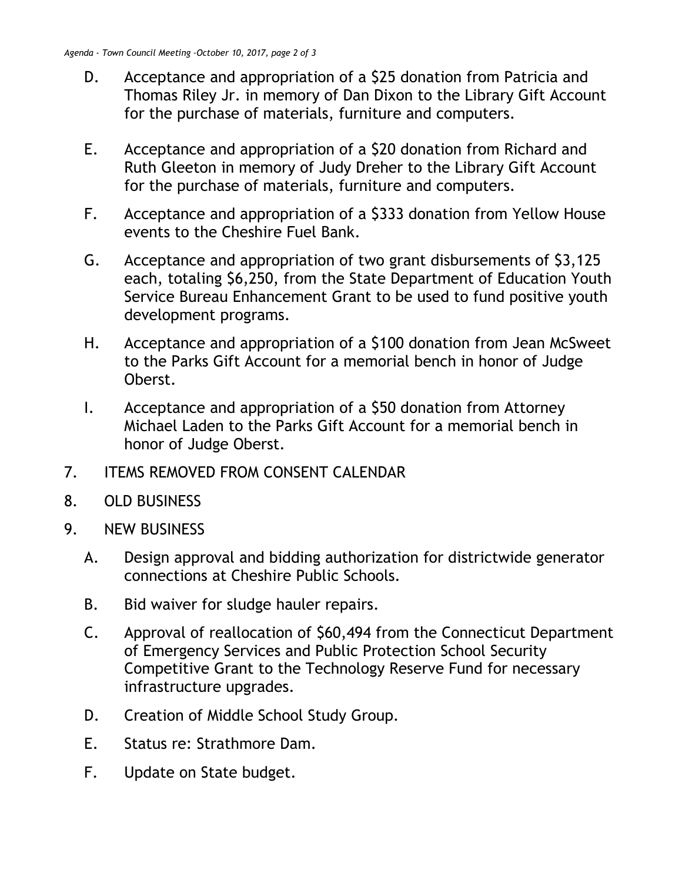D. Acceptance and appropriation of a $25 donation from Patricia and Thomas Riley Jr. in memory of Dan Dixon to the Library Gift Account for the purchase of materials, furniture and computers.

E. Acceptance and appropriation of a $20 donation from Richard and Ruth Gleeton in memory of Judy Dreher to the Library Gift Account for the purchase of materials, furniture and computers.

F. Acceptance and appropriation of a $333 donation from Yellow House events to the Cheshire Fuel Bank.

G. Acceptance and appropriation of two grant disbursements of $3,125 each, totaling $6,250, from the State Department of Education Youth Service Bureau Enhancement Grant to be used to fund positive youth development programs.

H. Acceptance and appropriation of a $100 donation from Jean McSweet to the Parks Gift Account for a memorial bench in honor of Judge Oberst.

I. Acceptance and appropriation of a $50 donation from Attorney Michael Laden to the Parks Gift Account for a memorial bench in honor of Judge Oberst.

7. ITEMS REMOVED FROM CONSENT CALENDAR

8. OLD BUSINESS

9. NEW BUSINESS

A. Design approval and bidding authorization for districtwide generator connections at Cheshire Public Schools.

B. Bid waiver for sludge hauler repairs.

C. Approval of reallocation of $60,494 from the Connecticut Department of Emergency Services and Public Protection School Security Competitive Grant to the Technology Reserve Fund for necessary infrastructure upgrades.

D. Creation of Middle School Study Group.

E. Status re: Strathmore Dam.

F. Update on State budget.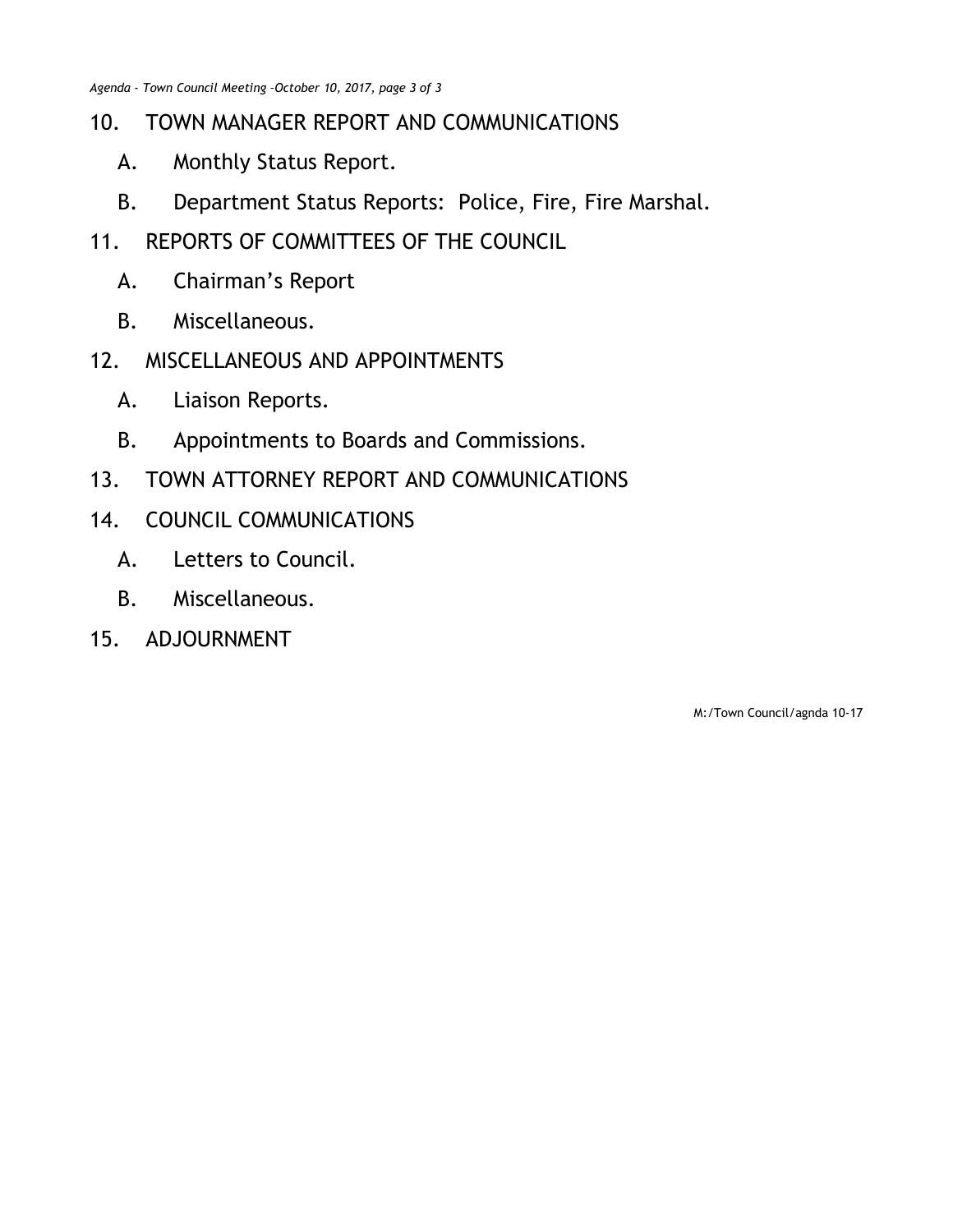10. TOWN MANAGER REPORT AND COMMUNICATIONS
    - A. Monthly Status Report.
    - B. Department Status Reports: Police, Fire, Fire Marshal.
11. REPORTS OF COMMITTEES OF THE COUNCIL
    - A. Chairman's Report
    - B. Miscellaneous.
12. MISCELLANEOUS AND APPOINTMENTS
    - A. Liaison Reports.
    - B. Appointments to Boards and Commissions.
13. TOWN ATTORNEY REPORT AND COMMUNICATIONS
14. COUNCIL COMMUNICATIONS
    - A. Letters to Council.
    - B. Miscellaneous.
15. ADJOURNMENT

M:/Town Council/agnda 10-17